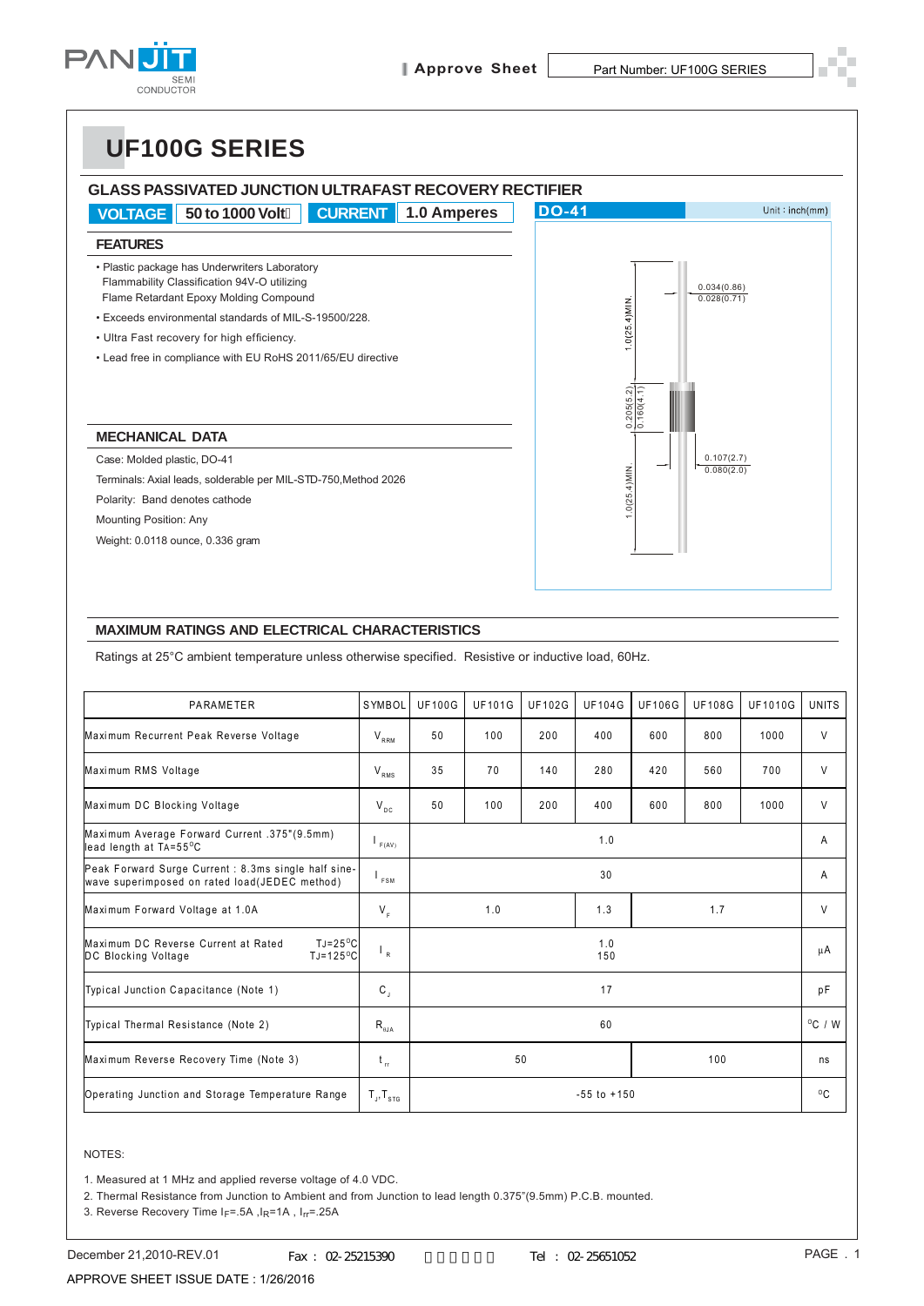# UF100G SERIES

## GLASS PASSIVATED JUNCTION ULTRAFAST RECOVERY RECTIFIER

**VOLTAGE** 50 to 1000 Volts **CURRENT** 1.0 Amperes

### FEATURES

- Plastic package has Underwriters Laboratory Flammability Classification 94V-O utilizing Flame Retardant Epoxy Molding Compound
- Exceeds environmental standards of MIL-S-19500/228.
- Ultra Fast recovery for high efficiency.
- Lead free in compliance with EU RoHS 2011/65/EU directive

DO-41 Unit : inch(mm)

1.0(25.4)MIN.
0.034(0.86)
0.028(0.71)
0.205(5.2)
0.160(4.1)
0.107(2.7)
0.080(2.0)
1.0(25.4)MIN.

### MECHANICAL DATA

Case: Molded plastic, DO-41

Terminals: Axial leads, solderable per MIL-STD-750,Method 2026

Polarity: Band denotes cathode

Mounting Position: Any

Weight: 0.0118 ounce, 0.336 gram

### MAXIMUM RATINGS AND ELECTRICAL CHARACTERISTICS

Ratings at 25°C ambient temperature unless otherwise specified. Resistive or inductive load, 60Hz.

| PARAMETER | SYMBOL | UF100G | UF101G | UF102G | UF104G | UF106G | UF108G | UF1010G | UNITS |
|---|---|---|---|---|---|---|---|---|---|
| Maximum Recurrent Peak Reverse Voltage | $V_{RRM}$ | 50 | 100 | 200 | 400 | 600 | 800 | 1000 | V |
| Maximum RMS Voltage | $V_{RMS}$ | 35 | 70 | 140 | 280 | 420 | 560 | 700 | V |
| Maximum DC Blocking Voltage | $V_{DC}$ | 50 | 100 | 200 | 400 | 600 | 800 | 1000 | V |
| Maximum Average Forward Current .375"(9.5mm) lead length at TA=55°C | $I_{F(AV)}$ | 1.0 | | | | | | | A |
| Peak Forward Surge Current : 8.3ms single half sine-wave superimposed on rated load(JEDEC method) | $I_{FSM}$ | 30 | | | | | | | A |
| Maximum Forward Voltage at 1.0A | $V_F$ | 1.0 | | | 1.3 | 1.7 | | | V |
| Maximum DC Reverse Current at Rated DC Blocking Voltage TJ=25°C / TJ=125°C | $I_R$ | 1.0 / 150 | | | | | | | μA |
| Typical Junction Capacitance (Note 1) | $C_J$ | 17 | | | | | | | pF |
| Typical Thermal Resistance (Note 2) | $R_{\theta JA}$ | 60 | | | | | | | °C / W |
| Maximum Reverse Recovery Time (Note 3) | $t_{rr}$ | 50 | | | | 100 | | | ns |
| Operating Junction and Storage Temperature Range | $T_J,T_{STG}$ | -55 to +150 | | | | | | | °C |

NOTES:

1. Measured at 1 MHz and applied reverse voltage of 4.0 VDC.
2. Thermal Resistance from Junction to Ambient and from Junction to lead length 0.375"(9.5mm) P.C.B. mounted.
3. Reverse Recovery Time $I_F$=.5A ,$I_R$=1A , $I_{rr}$=.25A

December 21,2010-REV.01 Fax：02-25215390 Tel ：02-25651052

APPROVE SHEET ISSUE DATE : 1/26/2016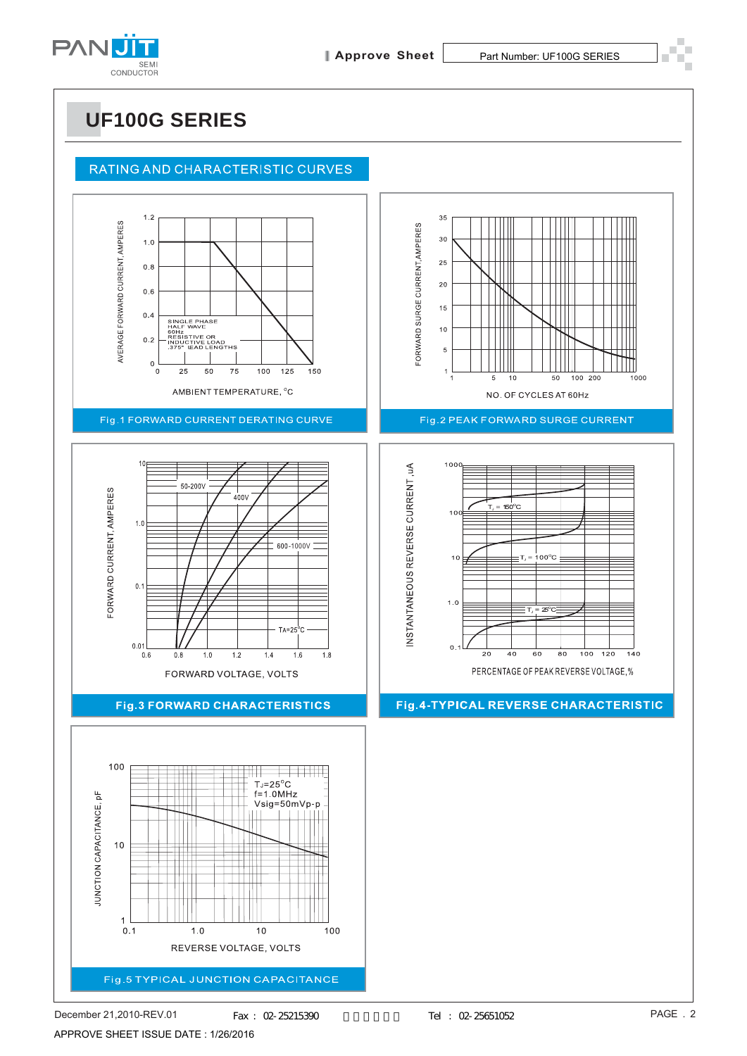# UF100G SERIES

## RATING AND CHARACTERISTIC CURVES

Fig.1 FORWARD CURRENT DERATING CURVE

Fig.2 PEAK FORWARD SURGE CURRENT

Fig.3 FORWARD CHARACTERISTICS

Fig.4-TYPICAL REVERSE CHARACTERISTIC

Fig.5 TYPICAL JUNCTION CAPACITANCE

December 21,2010-REV.01

APPROVE SHEET ISSUE DATE : 1/26/2016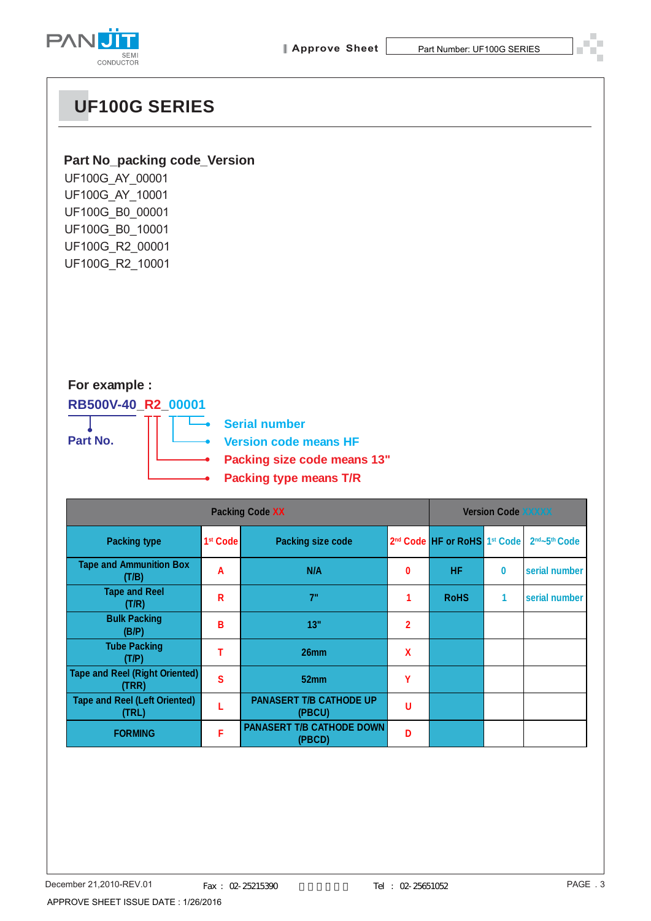# UF100G SERIES

**Part No_packing code_Version**

UF100G_AY_00001
UF100G_AY_10001
UF100G_B0_00001
UF100G_B0_10001
UF100G_R2_00001
UF100G_R2_10001

**For example :**

**RB500V-40_R2_00001**

**Part No.**

- Serial number
- Version code means HF
- Packing size code means 13"
- Packing type means T/R

| Packing Code XX | | | | Version Code XXXXX | | |
|---|---|---|---|---|---|---|
| Packing type | 1st Code | Packing size code | 2nd Code | HF or RoHS | 1st Code | 2nd~5th Code |
| Tape and Ammunition Box (T/B) | A | N/A | 0 | HF | 0 | serial number |
| Tape and Reel (T/R) | R | 7" | 1 | RoHS | 1 | serial number |
| Bulk Packing (B/P) | B | 13" | 2 | | | |
| Tube Packing (T/P) | T | 26mm | X | | | |
| Tape and Reel (Right Oriented) (TRR) | S | 52mm | Y | | | |
| Tape and Reel (Left Oriented) (TRL) | L | PANASERT T/B CATHODE UP (PBCU) | U | | | |
| FORMING | F | PANASERT T/B CATHODE DOWN (PBCD) | D | | | |

December 21,2010-REV.01 Fax : 02-25215390 Tel : 02-25651052

APPROVE SHEET ISSUE DATE : 1/26/2016